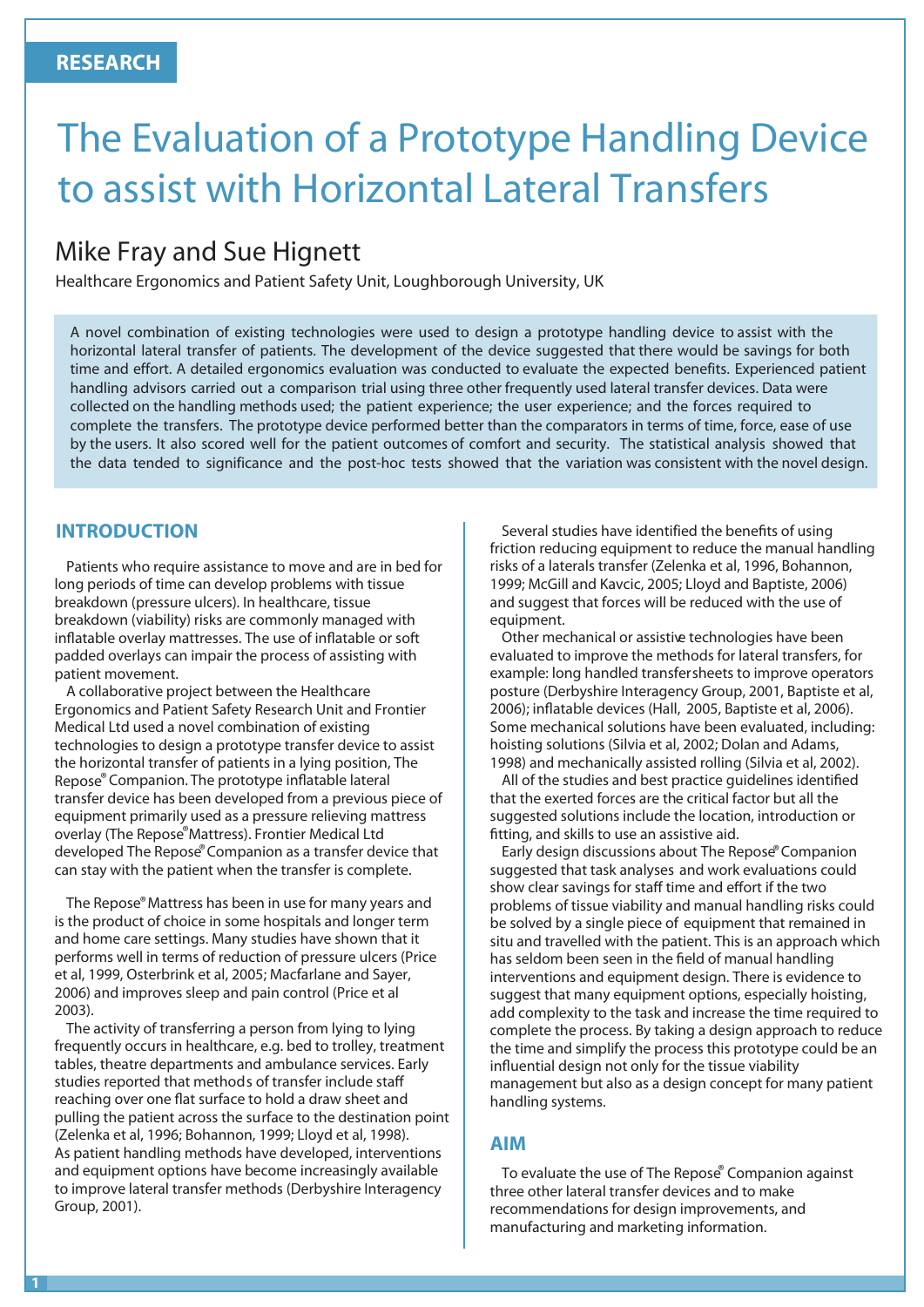RESEARCH

# The Evaluation of a Prototype Handling Device to assist with Horizontal Lateral Transfers

## Mike Fray and Sue Hignett

Healthcare Ergonomics and Patient Safety Unit, Loughborough University, UK

A novel combination of existing technologies were used to design a prototype handling device to assist with the horizontal lateral transfer of patients. The development of the device suggested that there would be savings for both time and effort. A detailed ergonomics evaluation was conducted to evaluate the expected benefits. Experienced patient handling advisors carried out a comparison trial using three other frequently used lateral transfer devices. Data were collected on the handling methods used; the patient experience; the user experience; and the forces required to complete the transfers. The prototype device performed better than the comparators in terms of time, force, ease of use by the users. It also scored well for the patient outcomes of comfort and security. The statistical analysis showed that the data tended to significance and the post-hoc tests showed that the variation was consistent with the novel design.

## INTRODUCTION

Patients who require assistance to move and are in bed for long periods of time can develop problems with tissue breakdown (pressure ulcers). In healthcare, tissue breakdown (viability) risks are commonly managed with inflatable overlay mattresses. The use of inflatable or soft padded overlays can impair the process of assisting with patient movement.

A collaborative project between the Healthcare Ergonomics and Patient Safety Research Unit and Frontier Medical Ltd used a novel combination of existing technologies to design a prototype transfer device to assist the horizontal transfer of patients in a lying position, The Repose® Companion. The prototype inflatable lateral transfer device has been developed from a previous piece of equipment primarily used as a pressure relieving mattress overlay (The Repose® Mattress). Frontier Medical Ltd developed The Repose® Companion as a transfer device that can stay with the patient when the transfer is complete.

The Repose® Mattress has been in use for many years and is the product of choice in some hospitals and longer term and home care settings. Many studies have shown that it performs well in terms of reduction of pressure ulcers (Price et al, 1999, Osterbrink et al, 2005; Macfarlane and Sayer, 2006) and improves sleep and pain control (Price et al 2003).

The activity of transferring a person from lying to lying frequently occurs in healthcare, e.g. bed to trolley, treatment tables, theatre departments and ambulance services. Early studies reported that methods of transfer include staff reaching over one flat surface to hold a draw sheet and pulling the patient across the surface to the destination point (Zelenka et al, 1996; Bohannon, 1999; Lloyd et al, 1998). As patient handling methods have developed, interventions and equipment options have become increasingly available to improve lateral transfer methods (Derbyshire Interagency Group, 2001).

Several studies have identified the benefits of using friction reducing equipment to reduce the manual handling risks of a laterals transfer (Zelenka et al, 1996, Bohannon, 1999; McGill and Kavcic, 2005; Lloyd and Baptiste, 2006) and suggest that forces will be reduced with the use of equipment.

Other mechanical or assistive technologies have been evaluated to improve the methods for lateral transfers, for example: long handled transfersheets to improve operators posture (Derbyshire Interagency Group, 2001, Baptiste et al, 2006); inflatable devices (Hall, 2005, Baptiste et al, 2006). Some mechanical solutions have been evaluated, including: hoisting solutions (Silvia et al, 2002; Dolan and Adams, 1998) and mechanically assisted rolling (Silvia et al, 2002).

All of the studies and best practice guidelines identified that the exerted forces are the critical factor but all the suggested solutions include the location, introduction or fitting, and skills to use an assistive aid.

Early design discussions about The Repose® Companion suggested that task analyses and work evaluations could show clear savings for staff time and effort if the two problems of tissue viability and manual handling risks could be solved by a single piece of equipment that remained in situ and travelled with the patient. This is an approach which has seldom been seen in the field of manual handling interventions and equipment design. There is evidence to suggest that many equipment options, especially hoisting, add complexity to the task and increase the time required to complete the process. By taking a design approach to reduce the time and simplify the process this prototype could be an influential design not only for the tissue viability management but also as a design concept for many patient handling systems.

## AIM

To evaluate the use of The Repose® Companion against three other lateral transfer devices and to make recommendations for design improvements, and manufacturing and marketing information.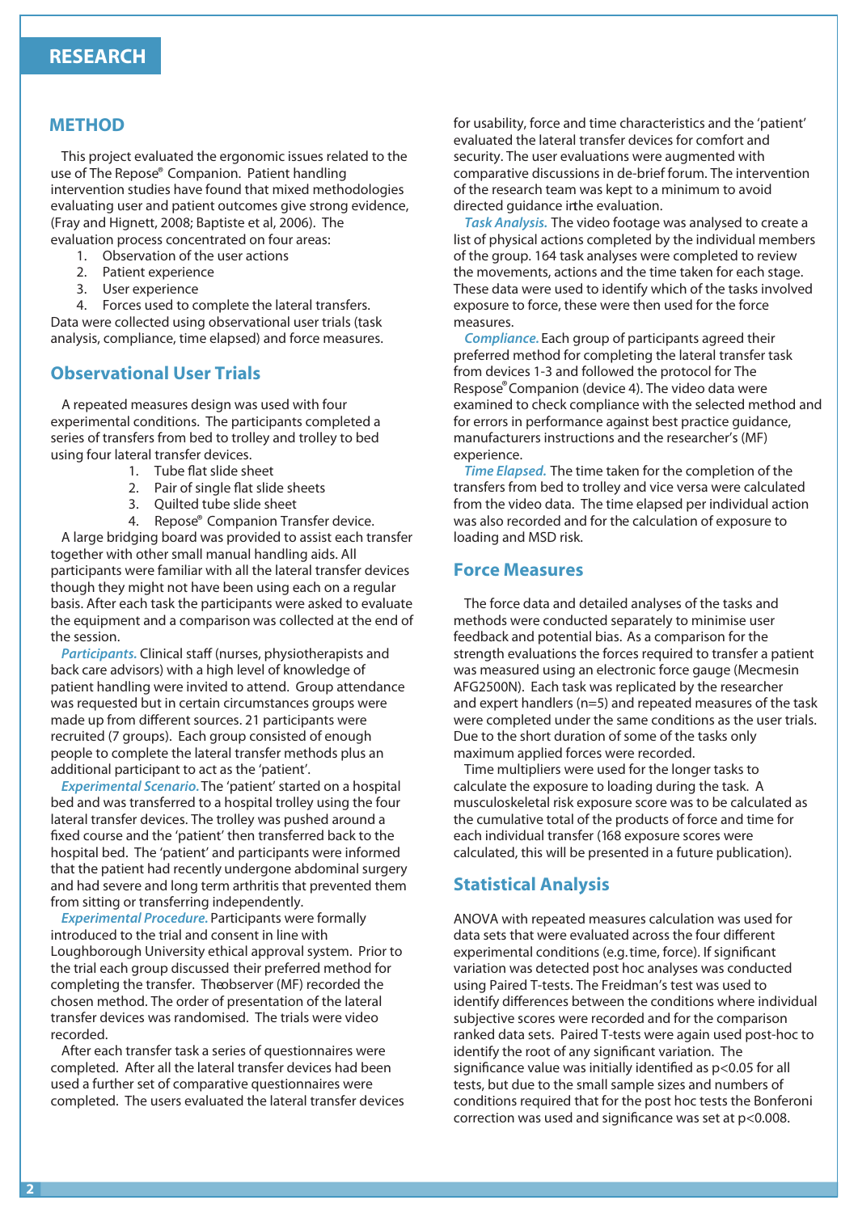## METHOD

This project evaluated the ergonomic issues related to the use of The Repose® Companion. Patient handling intervention studies have found that mixed methodologies evaluating user and patient outcomes give strong evidence, (Fray and Hignett, 2008; Baptiste et al, 2006). The evaluation process concentrated on four areas:

1. Observation of the user actions
2. Patient experience
3. User experience
4. Forces used to complete the lateral transfers.

Data were collected using observational user trials (task analysis, compliance, time elapsed) and force measures.

### Observational User Trials

A repeated measures design was used with four experimental conditions. The participants completed a series of transfers from bed to trolley and trolley to bed using four lateral transfer devices.

1. Tube flat slide sheet
2. Pair of single flat slide sheets
3. Quilted tube slide sheet
4. Repose® Companion Transfer device.

A large bridging board was provided to assist each transfer together with other small manual handling aids. All participants were familiar with all the lateral transfer devices though they might not have been using each on a regular basis. After each task the participants were asked to evaluate the equipment and a comparison was collected at the end of the session.

*Participants.* Clinical staff (nurses, physiotherapists and back care advisors) with a high level of knowledge of patient handling were invited to attend. Group attendance was requested but in certain circumstances groups were made up from different sources. 21 participants were recruited (7 groups). Each group consisted of enough people to complete the lateral transfer methods plus an additional participant to act as the 'patient'.

*Experimental Scenario.* The 'patient' started on a hospital bed and was transferred to a hospital trolley using the four lateral transfer devices. The trolley was pushed around a fixed course and the 'patient' then transferred back to the hospital bed. The 'patient' and participants were informed that the patient had recently undergone abdominal surgery and had severe and long term arthritis that prevented them from sitting or transferring independently.

*Experimental Procedure.* Participants were formally introduced to the trial and consent in line with Loughborough University ethical approval system. Prior to the trial each group discussed their preferred method for completing the transfer. The observer (MF) recorded the chosen method. The order of presentation of the lateral transfer devices was randomised. The trials were video recorded.

After each transfer task a series of questionnaires were completed. After all the lateral transfer devices had been used a further set of comparative questionnaires were completed. The users evaluated the lateral transfer devices for usability, force and time characteristics and the 'patient' evaluated the lateral transfer devices for comfort and security. The user evaluations were augmented with comparative discussions in de-brief forum. The intervention of the research team was kept to a minimum to avoid directed guidance in the evaluation.

*Task Analysis.* The video footage was analysed to create a list of physical actions completed by the individual members of the group. 164 task analyses were completed to review the movements, actions and the time taken for each stage. These data were used to identify which of the tasks involved exposure to force, these were then used for the force measures.

*Compliance.* Each group of participants agreed their preferred method for completing the lateral transfer task from devices 1-3 and followed the protocol for The Respose® Companion (device 4). The video data were examined to check compliance with the selected method and for errors in performance against best practice guidance, manufacturers instructions and the researcher's (MF) experience.

*Time Elapsed.* The time taken for the completion of the transfers from bed to trolley and vice versa were calculated from the video data. The time elapsed per individual action was also recorded and for the calculation of exposure to loading and MSD risk.

### Force Measures

The force data and detailed analyses of the tasks and methods were conducted separately to minimise user feedback and potential bias. As a comparison for the strength evaluations the forces required to transfer a patient was measured using an electronic force gauge (Mecmesin AFG2500N). Each task was replicated by the researcher and expert handlers (n=5) and repeated measures of the task were completed under the same conditions as the user trials. Due to the short duration of some of the tasks only maximum applied forces were recorded.

Time multipliers were used for the longer tasks to calculate the exposure to loading during the task. A musculoskeletal risk exposure score was to be calculated as the cumulative total of the products of force and time for each individual transfer (168 exposure scores were calculated, this will be presented in a future publication).

### Statistical Analysis

ANOVA with repeated measures calculation was used for data sets that were evaluated across the four different experimental conditions (e.g. time, force). If significant variation was detected post hoc analyses was conducted using Paired T-tests. The Freidman's test was used to identify differences between the conditions where individual subjective scores were recorded and for the comparison ranked data sets. Paired T-tests were again used post-hoc to identify the root of any significant variation. The significance value was initially identified as $p<0.05$ for all tests, but due to the small sample sizes and numbers of conditions required that for the post hoc tests the Bonferoni correction was used and significance was set at $p<0.008$.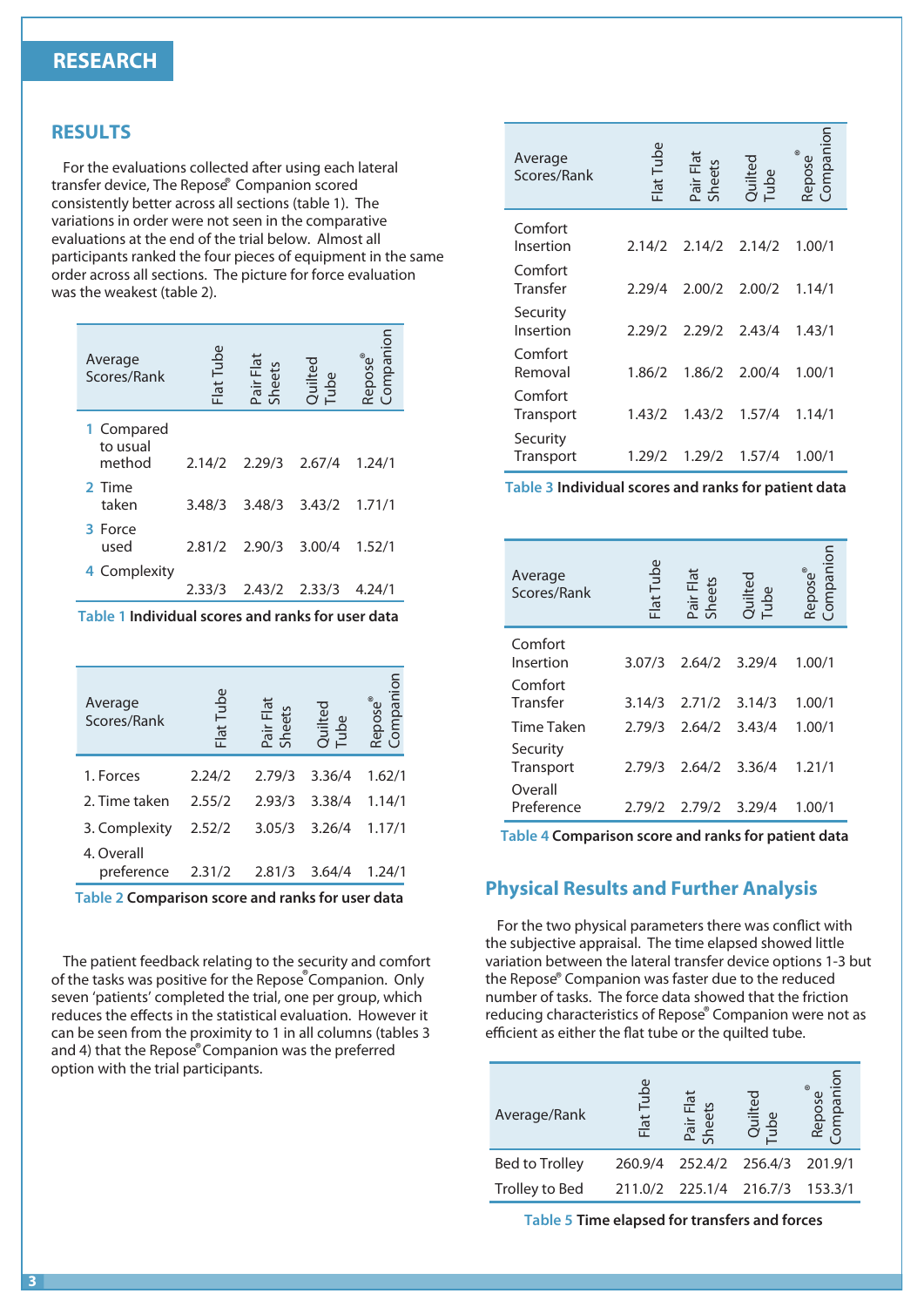## RESULTS

For the evaluations collected after using each lateral transfer device, The Repose® Companion scored consistently better across all sections (table 1). The variations in order were not seen in the comparative evaluations at the end of the trial below. Almost all participants ranked the four pieces of equipment in the same order across all sections. The picture for force evaluation was the weakest (table 2).

| Average Scores/Rank | Flat Tube | Pair Flat Sheets | Quilted Tube | Repose® Companion |
|---|---|---|---|---|
| 1 Compared to usual method | 2.14/2 | 2.29/3 | 2.67/4 | 1.24/1 |
| 2 Time taken | 3.48/3 | 3.48/3 | 3.43/2 | 1.71/1 |
| 3 Force used | 2.81/2 | 2.90/3 | 3.00/4 | 1.52/1 |
| 4 Complexity | 2.33/3 | 2.43/2 | 2.33/3 | 4.24/1 |

**Table 1** Individual scores and ranks for user data

| Average Scores/Rank | Flat Tube | Pair Flat Sheets | Quilted Tube | Repose® Companion |
|---|---|---|---|---|
| 1. Forces | 2.24/2 | 2.79/3 | 3.36/4 | 1.62/1 |
| 2. Time taken | 2.55/2 | 2.93/3 | 3.38/4 | 1.14/1 |
| 3. Complexity | 2.52/2 | 3.05/3 | 3.26/4 | 1.17/1 |
| 4. Overall preference | 2.31/2 | 2.81/3 | 3.64/4 | 1.24/1 |

**Table 2** Comparison score and ranks for user data

The patient feedback relating to the security and comfort of the tasks was positive for the Repose® Companion. Only seven 'patients' completed the trial, one per group, which reduces the effects in the statistical evaluation. However it can be seen from the proximity to 1 in all columns (tables 3 and 4) that the Repose® Companion was the preferred option with the trial participants.

| Average Scores/Rank | Flat Tube | Pair Flat Sheets | Quilted Tube | Repose® Companion |
|---|---|---|---|---|
| Comfort Insertion | 2.14/2 | 2.14/2 | 2.14/2 | 1.00/1 |
| Comfort Transfer | 2.29/4 | 2.00/2 | 2.00/2 | 1.14/1 |
| Security Insertion | 2.29/2 | 2.29/2 | 2.43/4 | 1.43/1 |
| Comfort Removal | 1.86/2 | 1.86/2 | 2.00/4 | 1.00/1 |
| Comfort Transport | 1.43/2 | 1.43/2 | 1.57/4 | 1.14/1 |
| Security Transport | 1.29/2 | 1.29/2 | 1.57/4 | 1.00/1 |

**Table 3** Individual scores and ranks for patient data

| Average Scores/Rank | Flat Tube | Pair Flat Sheets | Quilted Tube | Repose® Companion |
|---|---|---|---|---|
| Comfort Insertion | 3.07/3 | 2.64/2 | 3.29/4 | 1.00/1 |
| Comfort Transfer | 3.14/3 | 2.71/2 | 3.14/3 | 1.00/1 |
| Time Taken | 2.79/3 | 2.64/2 | 3.43/4 | 1.00/1 |
| Security Transport | 2.79/3 | 2.64/2 | 3.36/4 | 1.21/1 |
| Overall Preference | 2.79/2 | 2.79/2 | 3.29/4 | 1.00/1 |

**Table 4** Comparison score and ranks for patient data

## Physical Results and Further Analysis

For the two physical parameters there was conflict with the subjective appraisal. The time elapsed showed little variation between the lateral transfer device options 1-3 but the Repose® Companion was faster due to the reduced number of tasks. The force data showed that the friction reducing characteristics of Repose® Companion were not as efficient as either the flat tube or the quilted tube.

| Average/Rank | Flat Tube | Pair Flat Sheets | Quilted Tube | Repose® Companion |
|---|---|---|---|---|
| Bed to Trolley | 260.9/4 | 252.4/2 | 256.4/3 | 201.9/1 |
| Trolley to Bed | 211.0/2 | 225.1/4 | 216.7/3 | 153.3/1 |

**Table 5** Time elapsed for transfers and forces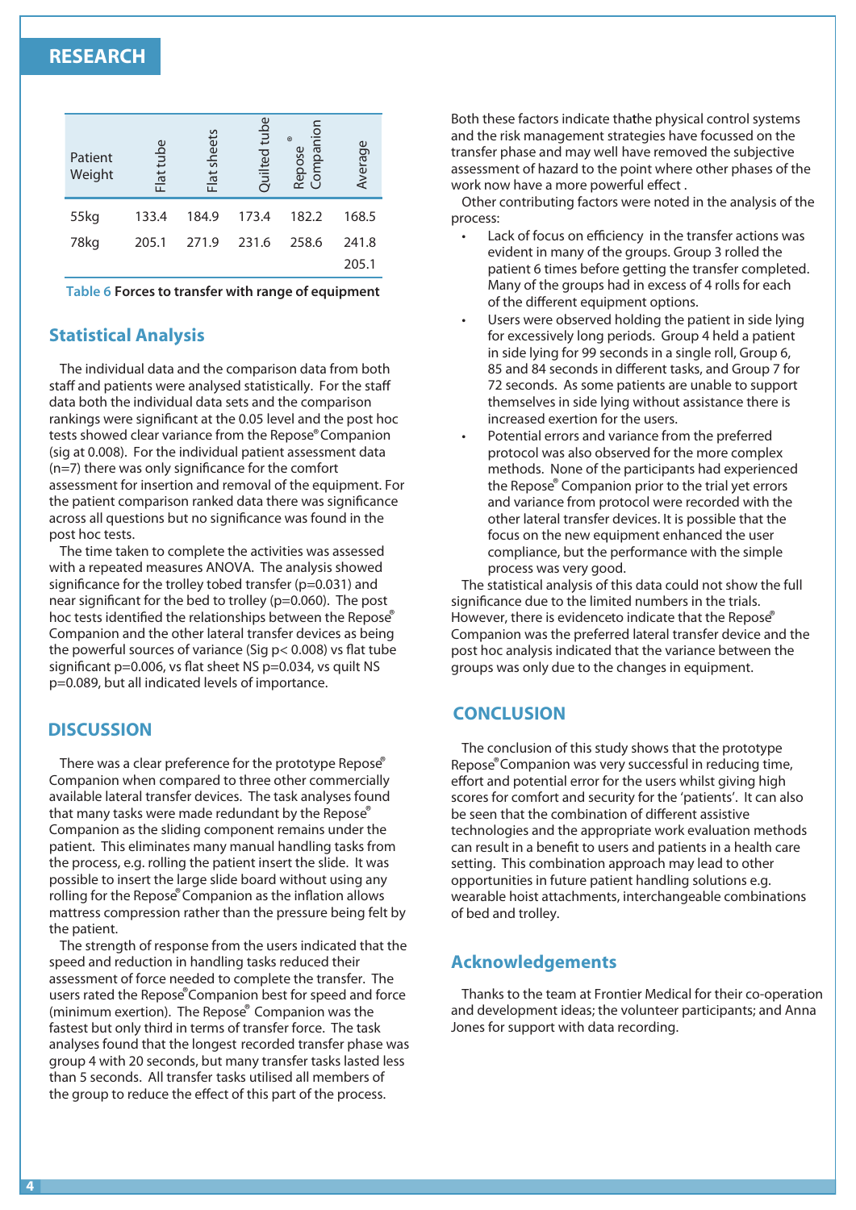| Patient Weight | Flat tube | Flat sheets | Quilted tube | Repose® Companion | Average |
|---|---|---|---|---|---|
| 55kg | 133.4 | 184.9 | 173.4 | 182.2 | 168.5 |
| 78kg | 205.1 | 271.9 | 231.6 | 258.6 | 241.8 |
| | | | | | 205.1 |

Table 6 **Forces to transfer with range of equipment**

## Statistical Analysis

The individual data and the comparison data from both staff and patients were analysed statistically. For the staff data both the individual data sets and the comparison rankings were significant at the 0.05 level and the post hoc tests showed clear variance from the Repose® Companion (sig at 0.008). For the individual patient assessment data (n=7) there was only significance for the comfort assessment for insertion and removal of the equipment. For the patient comparison ranked data there was significance across all questions but no significance was found in the post hoc tests.

The time taken to complete the activities was assessed with a repeated measures ANOVA. The analysis showed significance for the trolley tobed transfer ($p=0.031$) and near significant for the bed to trolley ($p=0.060$). The post hoc tests identified the relationships between the Repose® Companion and the other lateral transfer devices as being the powerful sources of variance (Sig $p< 0.008$) vs flat tube significant $p=0.006$, vs flat sheet NS $p=0.034$, vs quilt NS $p=0.089$, but all indicated levels of importance.

## DISCUSSION

There was a clear preference for the prototype Repose® Companion when compared to three other commercially available lateral transfer devices. The task analyses found that many tasks were made redundant by the Repose® Companion as the sliding component remains under the patient. This eliminates many manual handling tasks from the process, e.g. rolling the patient insert the slide. It was possible to insert the large slide board without using any rolling for the Repose® Companion as the inflation allows mattress compression rather than the pressure being felt by the patient.

The strength of response from the users indicated that the speed and reduction in handling tasks reduced their assessment of force needed to complete the transfer. The users rated the Repose® Companion best for speed and force (minimum exertion). The Repose® Companion was the fastest but only third in terms of transfer force. The task analyses found that the longest recorded transfer phase was group 4 with 20 seconds, but many transfer tasks lasted less than 5 seconds. All transfer tasks utilised all members of the group to reduce the effect of this part of the process.

Both these factors indicate thatthe physical control systems and the risk management strategies have focussed on the transfer phase and may well have removed the subjective assessment of hazard to the point where other phases of the work now have a more powerful effect .

Other contributing factors were noted in the analysis of the process:

- Lack of focus on efficiency in the transfer actions was evident in many of the groups. Group 3 rolled the patient 6 times before getting the transfer completed. Many of the groups had in excess of 4 rolls for each of the different equipment options.
- Users were observed holding the patient in side lying for excessively long periods. Group 4 held a patient in side lying for 99 seconds in a single roll, Group 6, 85 and 84 seconds in different tasks, and Group 7 for 72 seconds. As some patients are unable to support themselves in side lying without assistance there is increased exertion for the users.
- Potential errors and variance from the preferred protocol was also observed for the more complex methods. None of the participants had experienced the Repose® Companion prior to the trial yet errors and variance from protocol were recorded with the other lateral transfer devices. It is possible that the focus on the new equipment enhanced the user compliance, but the performance with the simple process was very good.

The statistical analysis of this data could not show the full significance due to the limited numbers in the trials. However, there is evidenceto indicate that the Repose® Companion was the preferred lateral transfer device and the post hoc analysis indicated that the variance between the groups was only due to the changes in equipment.

## CONCLUSION

The conclusion of this study shows that the prototype Repose® Companion was very successful in reducing time, effort and potential error for the users whilst giving high scores for comfort and security for the 'patients'. It can also be seen that the combination of different assistive technologies and the appropriate work evaluation methods can result in a benefit to users and patients in a health care setting. This combination approach may lead to other opportunities in future patient handling solutions e.g. wearable hoist attachments, interchangeable combinations of bed and trolley.

## Acknowledgements

Thanks to the team at Frontier Medical for their co-operation and development ideas; the volunteer participants; and Anna Jones for support with data recording.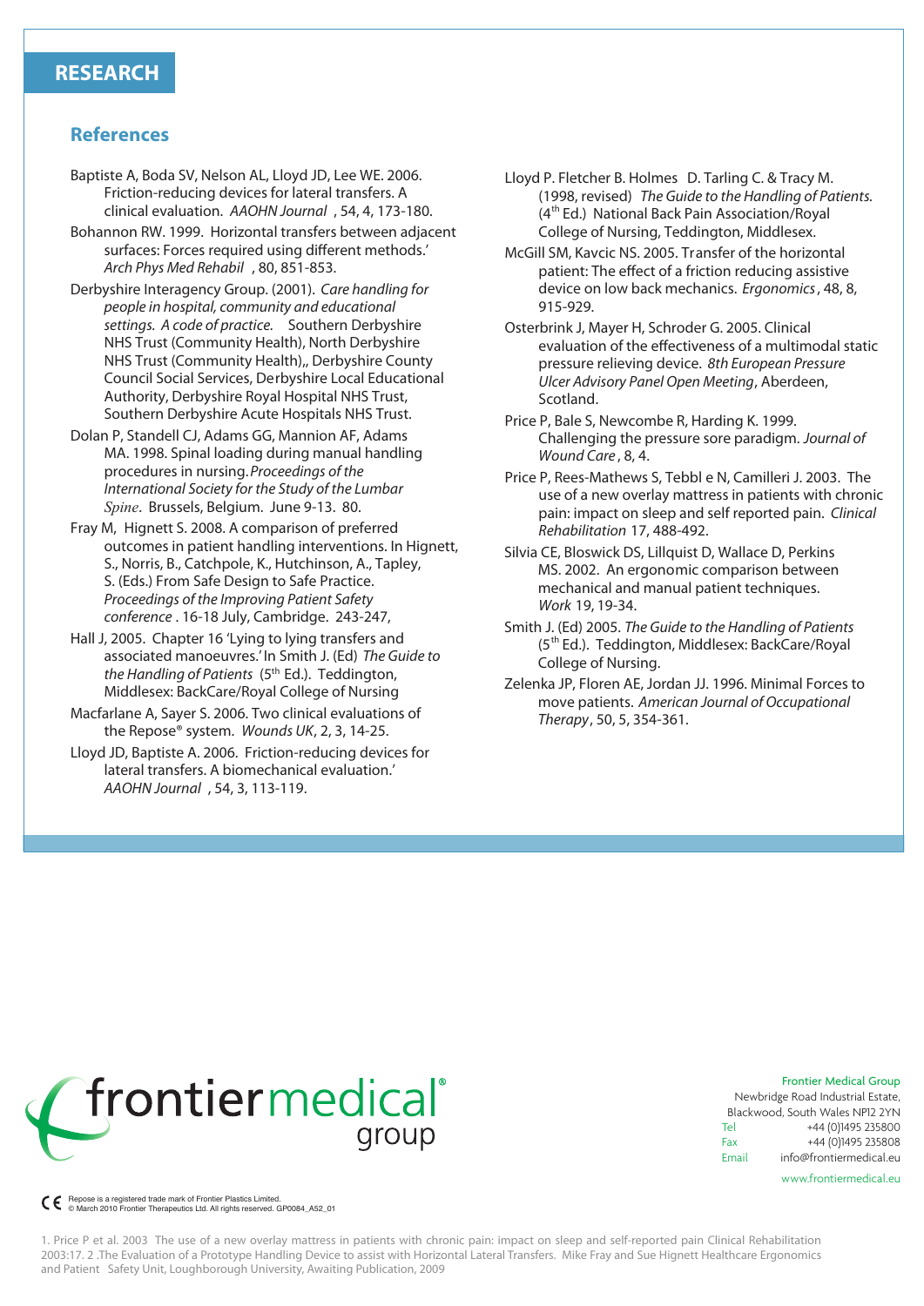# RESEARCH

## References

Baptiste A, Boda SV, Nelson AL, Lloyd JD, Lee WE. 2006. Friction-reducing devices for lateral transfers. A clinical evaluation. *AAOHN Journal* , 54, 4, 173-180.

Bohannon RW. 1999. Horizontal transfers between adjacent surfaces: Forces required using different methods.' *Arch Phys Med Rehabil* , 80, 851-853.

Derbyshire Interagency Group. (2001). *Care handling for people in hospital, community and educational settings. A code of practice.* Southern Derbyshire NHS Trust (Community Health), North Derbyshire NHS Trust (Community Health),, Derbyshire County Council Social Services, Derbyshire Local Educational Authority, Derbyshire Royal Hospital NHS Trust, Southern Derbyshire Acute Hospitals NHS Trust.

Dolan P, Standell CJ, Adams GG, Mannion AF, Adams MA. 1998. Spinal loading during manual handling procedures in nursing. *Proceedings of the International Society for the Study of the Lumbar Spine*. Brussels, Belgium. June 9-13. 80.

Fray M, Hignett S. 2008. A comparison of preferred outcomes in patient handling interventions. In Hignett, S., Norris, B., Catchpole, K., Hutchinson, A., Tapley, S. (Eds.) From Safe Design to Safe Practice. *Proceedings of the Improving Patient Safety conference* . 16-18 July, Cambridge. 243-247,

Hall J, 2005. Chapter 16 'Lying to lying transfers and associated manoeuvres.' In Smith J. (Ed) *The Guide to the Handling of Patients* (5th Ed.). Teddington, Middlesex: BackCare/Royal College of Nursing

Macfarlane A, Sayer S. 2006. Two clinical evaluations of the Repose® system. *Wounds UK*, 2, 3, 14-25.

Lloyd JD, Baptiste A. 2006. Friction-reducing devices for lateral transfers. A biomechanical evaluation.' *AAOHN Journal* , 54, 3, 113-119.

Lloyd P. Fletcher B. Holmes D. Tarling C. & Tracy M. (1998, revised) *The Guide to the Handling of Patients.* (4th Ed.) National Back Pain Association/Royal College of Nursing, Teddington, Middlesex.

McGill SM, Kavcic NS. 2005. Transfer of the horizontal patient: The effect of a friction reducing assistive device on low back mechanics. *Ergonomics* , 48, 8, 915-929.

Osterbrink J, Mayer H, Schroder G. 2005. Clinical evaluation of the effectiveness of a multimodal static pressure relieving device. *8th European Pressure Ulcer Advisory Panel Open Meeting*, Aberdeen, Scotland.

Price P, Bale S, Newcombe R, Harding K. 1999. Challenging the pressure sore paradigm. *Journal of Wound Care* , 8, 4.

Price P, Rees-Mathews S, Tebbl e N, Camilleri J. 2003. The use of a new overlay mattress in patients with chronic pain: impact on sleep and self reported pain. *Clinical Rehabilitation* 17, 488-492.

Silvia CE, Bloswick DS, Lillquist D, Wallace D, Perkins MS. 2002. An ergonomic comparison between mechanical and manual patient techniques. *Work* 19, 19-34.

Smith J. (Ed) 2005. *The Guide to the Handling of Patients* (5th Ed.). Teddington, Middlesex: BackCare/Royal College of Nursing.

Zelenka JP, Floren AE, Jordan JJ. 1996. Minimal Forces to move patients. *American Journal of Occupational Therapy*, 50, 5, 354-361.

frontiermedical® group

Frontier Medical Group
Newbridge Road Industrial Estate,
Blackwood, South Wales NP12 2YN
Tel +44 (0)1495 235800
Fax +44 (0)1495 235808
Email info@frontiermedical.eu
www.frontiermedical.eu

CE Repose is a registered trade mark of Frontier Plastics Limited.
© March 2010 Frontier Therapeutics Ltd. All rights reserved. GP0084_A52_01

1. Price P et al. 2003 The use of a new overlay mattress in patients with chronic pain: impact on sleep and self-reported pain Clinical Rehabilitation 2003:17. 2 .The Evaluation of a Prototype Handling Device to assist with Horizontal Lateral Transfers. Mike Fray and Sue Hignett Healthcare Ergonomics and Patient Safety Unit, Loughborough University, Awaiting Publication, 2009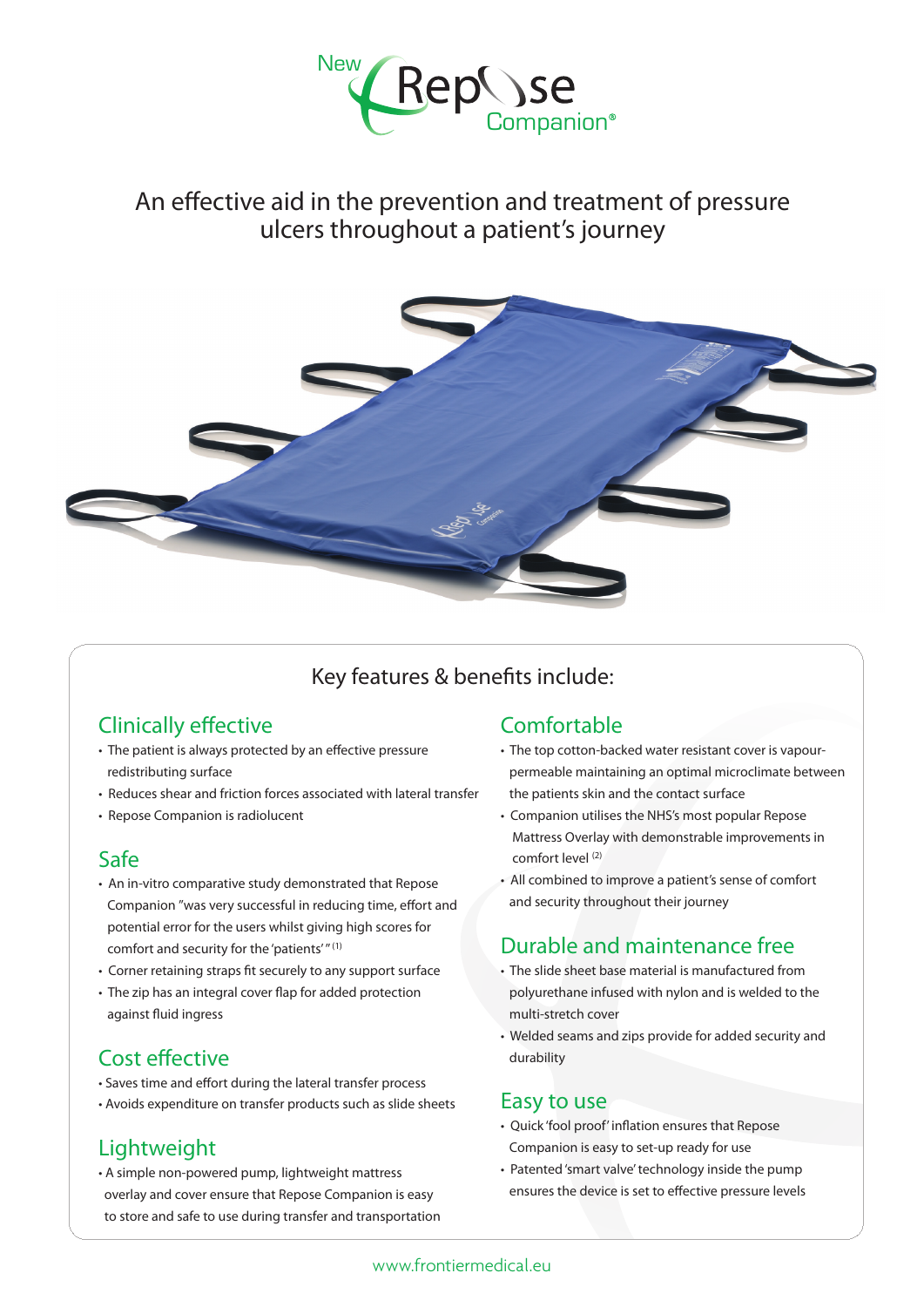New Repose Companion®

# An effective aid in the prevention and treatment of pressure ulcers throughout a patient's journey

## Key features & benefits include:

### Clinically effective

- The patient is always protected by an effective pressure redistributing surface
- Reduces shear and friction forces associated with lateral transfer
- Repose Companion is radiolucent

### Safe

- An in-vitro comparative study demonstrated that Repose Companion "was very successful in reducing time, effort and potential error for the users whilst giving high scores for comfort and security for the 'patients'"[1]
- Corner retaining straps fit securely to any support surface
- The zip has an integral cover flap for added protection against fluid ingress

### Cost effective

- Saves time and effort during the lateral transfer process
- Avoids expenditure on transfer products such as slide sheets

### Lightweight

- A simple non-powered pump, lightweight mattress overlay and cover ensure that Repose Companion is easy to store and safe to use during transfer and transportation

### Comfortable

- The top cotton-backed water resistant cover is vapour-permeable maintaining an optimal microclimate between the patients skin and the contact surface
- Companion utilises the NHS's most popular Repose Mattress Overlay with demonstrable improvements in comfort level[2]
- All combined to improve a patient's sense of comfort and security throughout their journey

### Durable and maintenance free

- The slide sheet base material is manufactured from polyurethane infused with nylon and is welded to the multi-stretch cover
- Welded seams and zips provide for added security and durability

### Easy to use

- Quick 'fool proof' inflation ensures that Repose Companion is easy to set-up ready for use
- Patented 'smart valve' technology inside the pump ensures the device is set to effective pressure levels

www.frontiermedical.eu